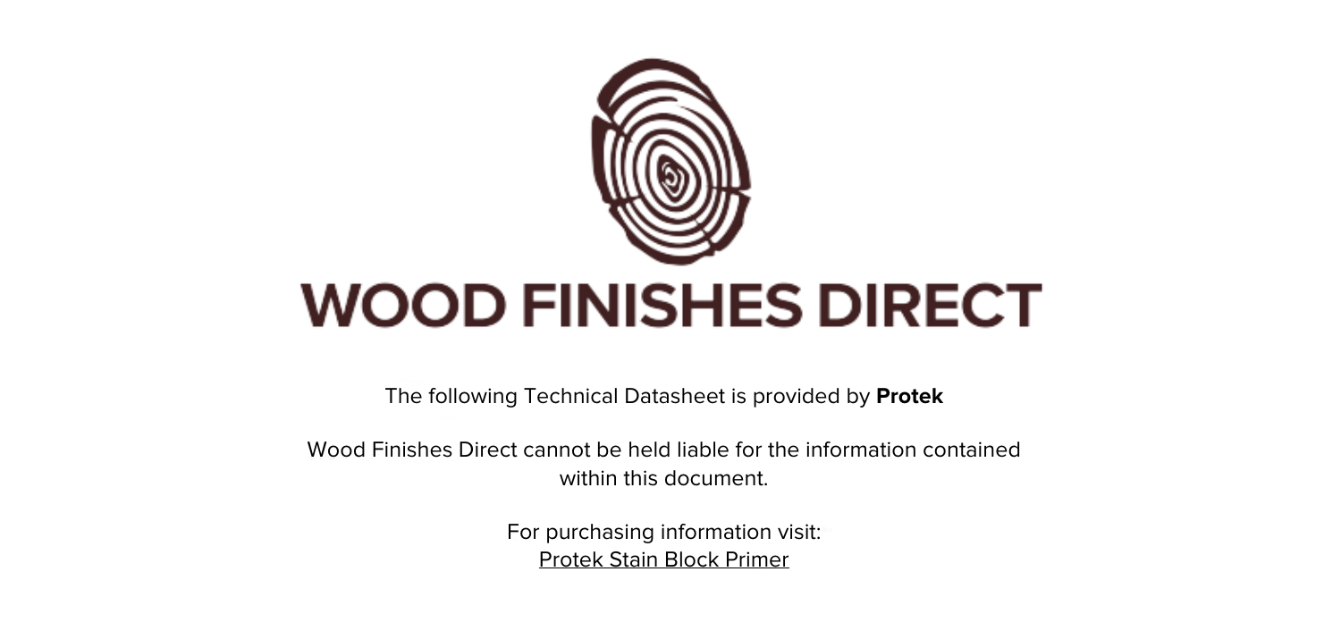# WOOD FINISHES DIRECT

The following Technical Datasheet is provided by **Protek**

Wood Finishes Direct cannot be held liable for the information contained within this document.

For purchasing information visit:
Protek Stain Block Primer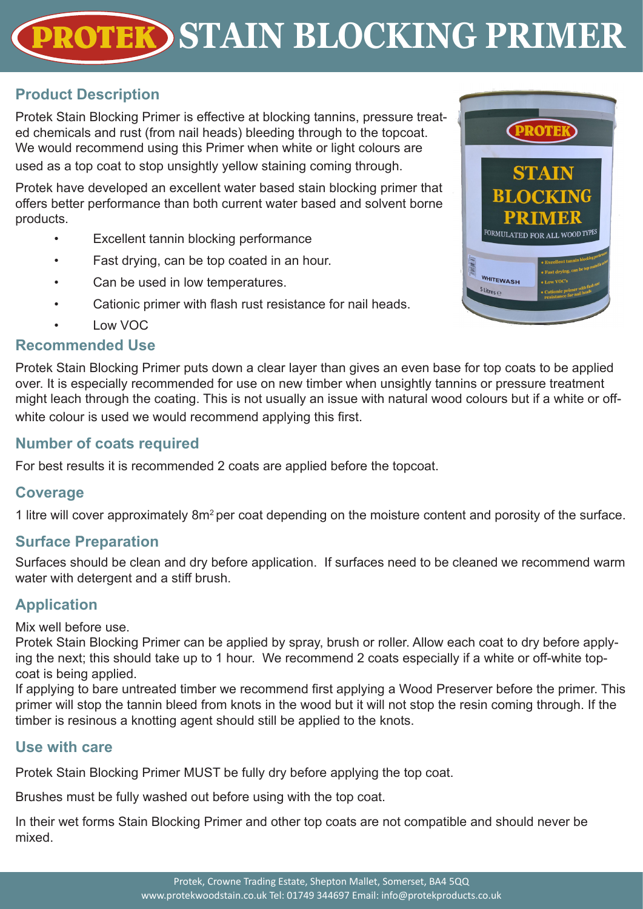# PROTEK STAIN BLOCKING PRIMER

## Product Description

Protek Stain Blocking Primer is effective at blocking tannins, pressure treated chemicals and rust (from nail heads) bleeding through to the topcoat. We would recommend using this Primer when white or light colours are used as a top coat to stop unsightly yellow staining coming through.

Protek have developed an excellent water based stain blocking primer that offers better performance than both current water based and solvent borne products.

- Excellent tannin blocking performance
- Fast drying, can be top coated in an hour.
- Can be used in low temperatures.
- Cationic primer with flash rust resistance for nail heads.
- Low VOC

## Recommended Use

Protek Stain Blocking Primer puts down a clear layer than gives an even base for top coats to be applied over. It is especially recommended for use on new timber when unsightly tannins or pressure treatment might leach through the coating. This is not usually an issue with natural wood colours but if a white or off-white colour is used we would recommend applying this first.

## Number of coats required

For best results it is recommended 2 coats are applied before the topcoat.

## Coverage

1 litre will cover approximately 8m$^2$ per coat depending on the moisture content and porosity of the surface.

## Surface Preparation

Surfaces should be clean and dry before application. If surfaces need to be cleaned we recommend warm water with detergent and a stiff brush.

## Application

Mix well before use.

Protek Stain Blocking Primer can be applied by spray, brush or roller. Allow each coat to dry before applying the next; this should take up to 1 hour. We recommend 2 coats especially if a white or off-white topcoat is being applied.

If applying to bare untreated timber we recommend first applying a Wood Preserver before the primer. This primer will stop the tannin bleed from knots in the wood but it will not stop the resin coming through. If the timber is resinous a knotting agent should still be applied to the knots.

## Use with care

Protek Stain Blocking Primer MUST be fully dry before applying the top coat.

Brushes must be fully washed out before using with the top coat.

In their wet forms Stain Blocking Primer and other top coats are not compatible and should never be mixed.

Protek, Crowne Trading Estate, Shepton Mallet, Somerset, BA4 5QQ
www.protekwoodstain.co.uk Tel: 01749 344697 Email: info@protekproducts.co.uk